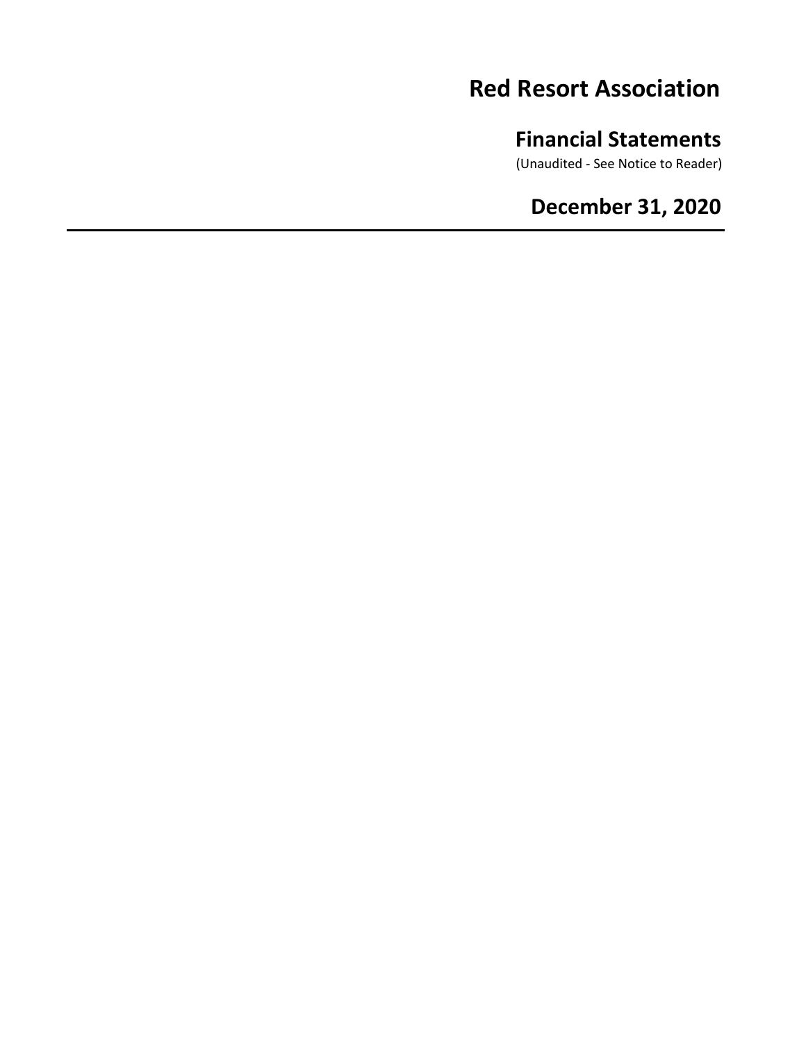# Red Resort Association

## Financial Statements

(Unaudited - See Notice to Reader)

## December 31, 2020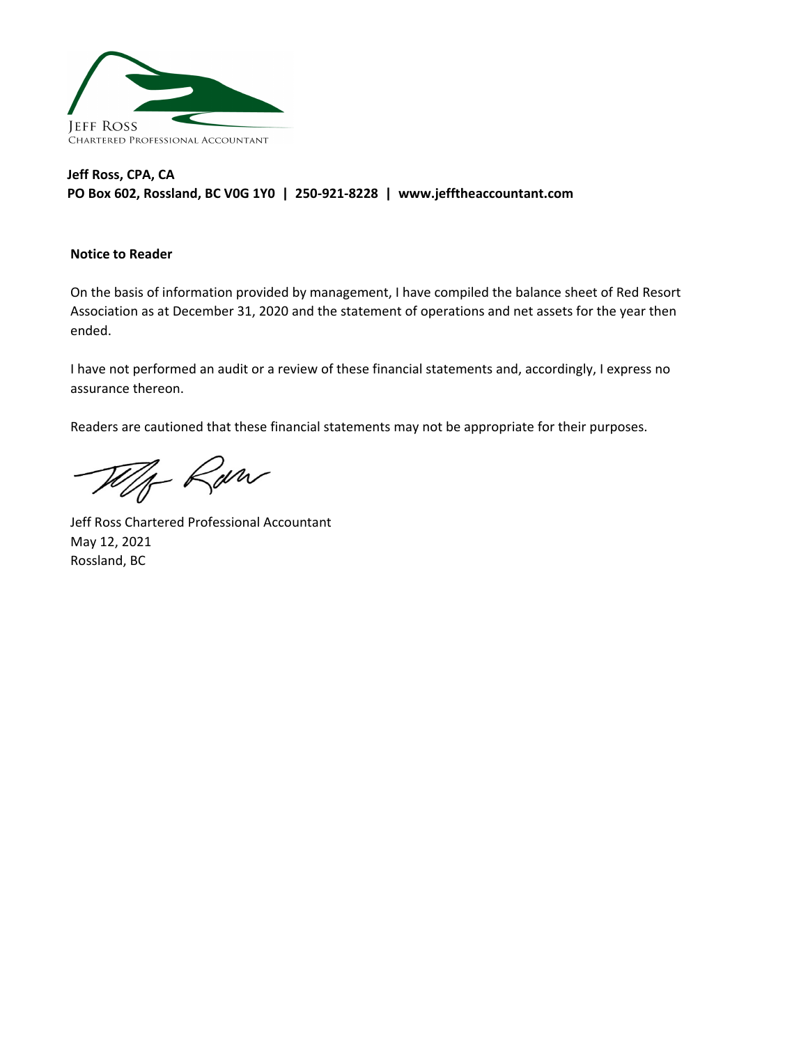JEFF ROSS
CHARTERED PROFESSIONAL ACCOUNTANT

**Jeff Ross, CPA, CA**
**PO Box 602, Rossland, BC V0G 1Y0 | 250-921-8228 | www.jefftheaccountant.com**

**Notice to Reader**

On the basis of information provided by management, I have compiled the balance sheet of Red Resort Association as at December 31, 2020 and the statement of operations and net assets for the year then ended.

I have not performed an audit or a review of these financial statements and, accordingly, I express no assurance thereon.

Readers are cautioned that these financial statements may not be appropriate for their purposes.

Jeff Ross Chartered Professional Accountant
May 12, 2021
Rossland, BC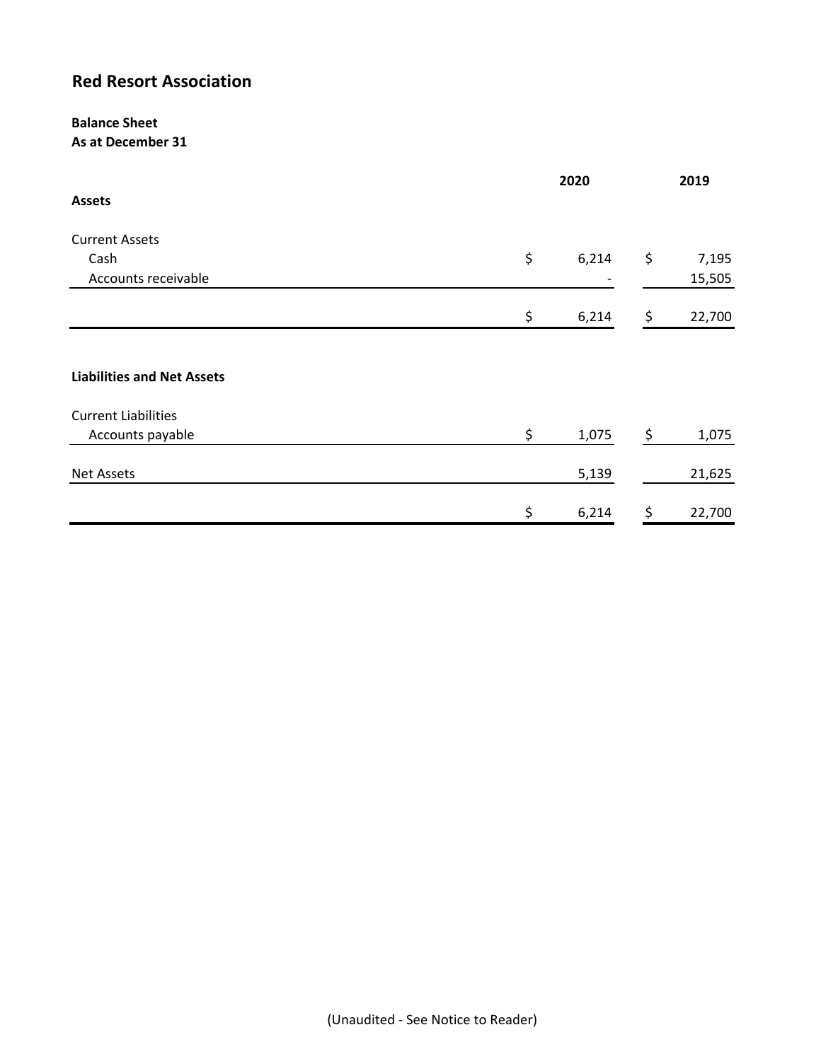# Red Resort Association

**Balance Sheet**
**As at December 31**

| | 2020 | 2019 |
|---|---|---|
| **Assets** | | |
| Current Assets | | |
| Cash | $ 6,214 | $ 7,195 |
| Accounts receivable | - | 15,505 |
| | $ 6,214 | $ 22,700 |
| **Liabilities and Net Assets** | | |
| Current Liabilities | | |
| Accounts payable | $ 1,075 | $ 1,075 |
| Net Assets | 5,139 | 21,625 |
| | $ 6,214 | $ 22,700 |

(Unaudited - See Notice to Reader)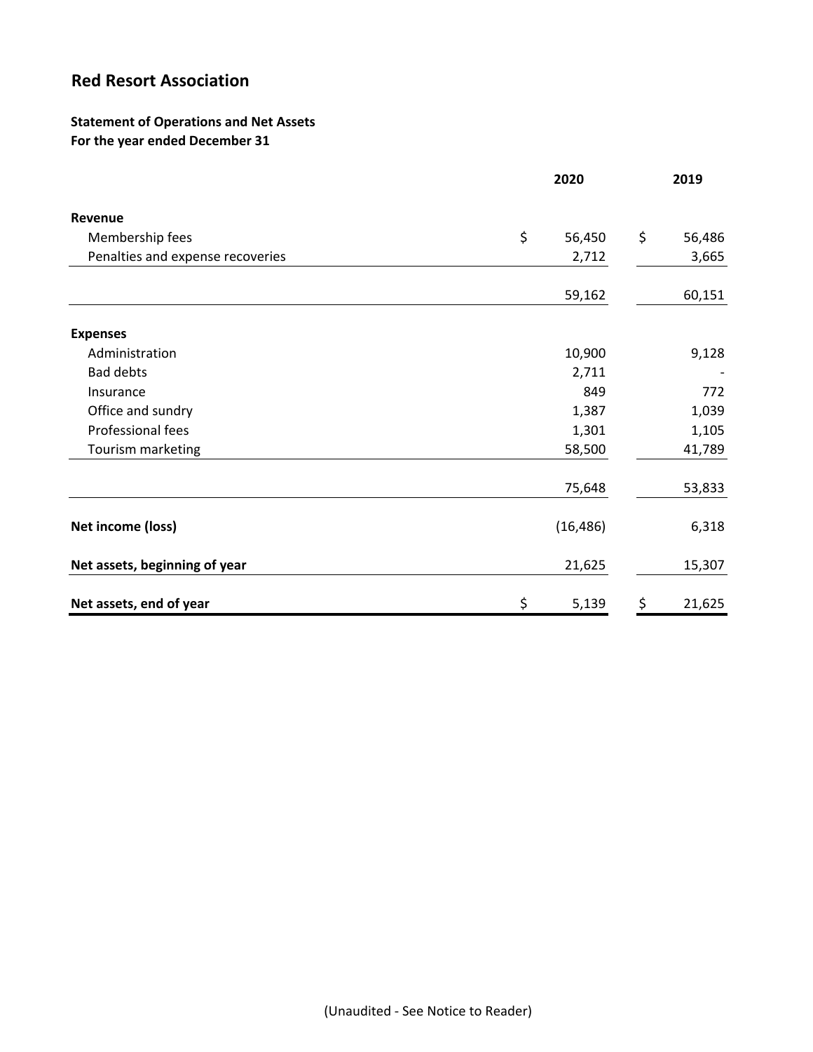# Red Resort Association

**Statement of Operations and Net Assets**
**For the year ended December 31**

| | 2020 | 2019 |
|---|---|---|
| **Revenue** | | |
| Membership fees | $ 56,450 | $ 56,486 |
| Penalties and expense recoveries | 2,712 | 3,665 |
| | 59,162 | 60,151 |
| **Expenses** | | |
| Administration | 10,900 | 9,128 |
| Bad debts | 2,711 | - |
| Insurance | 849 | 772 |
| Office and sundry | 1,387 | 1,039 |
| Professional fees | 1,301 | 1,105 |
| Tourism marketing | 58,500 | 41,789 |
| | 75,648 | 53,833 |
| **Net income (loss)** | (16,486) | 6,318 |
| **Net assets, beginning of year** | 21,625 | 15,307 |
| **Net assets, end of year** | $ 5,139 | $ 21,625 |

(Unaudited - See Notice to Reader)